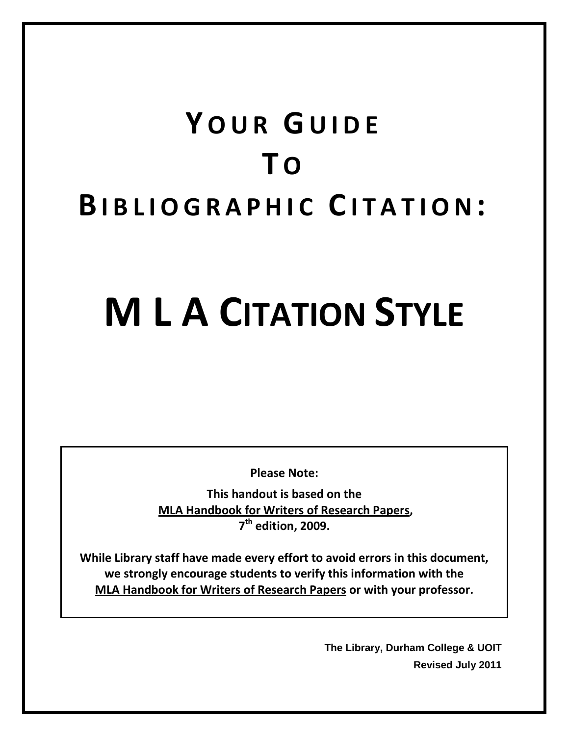# YOUR GUIDE TO BIBLIOGRAPHIC CITATION:

# M L A CITATION STYLE

**Please Note:**

**This handout is based on the MLA Handbook for Writers of Research Papers, 7th edition, 2009.**

**While Library staff have made every effort to avoid errors in this document, we strongly encourage students to verify this information with the MLA Handbook for Writers of Research Papers or with your professor.**

**The Library, Durham College & UOIT**

**Revised July 2011**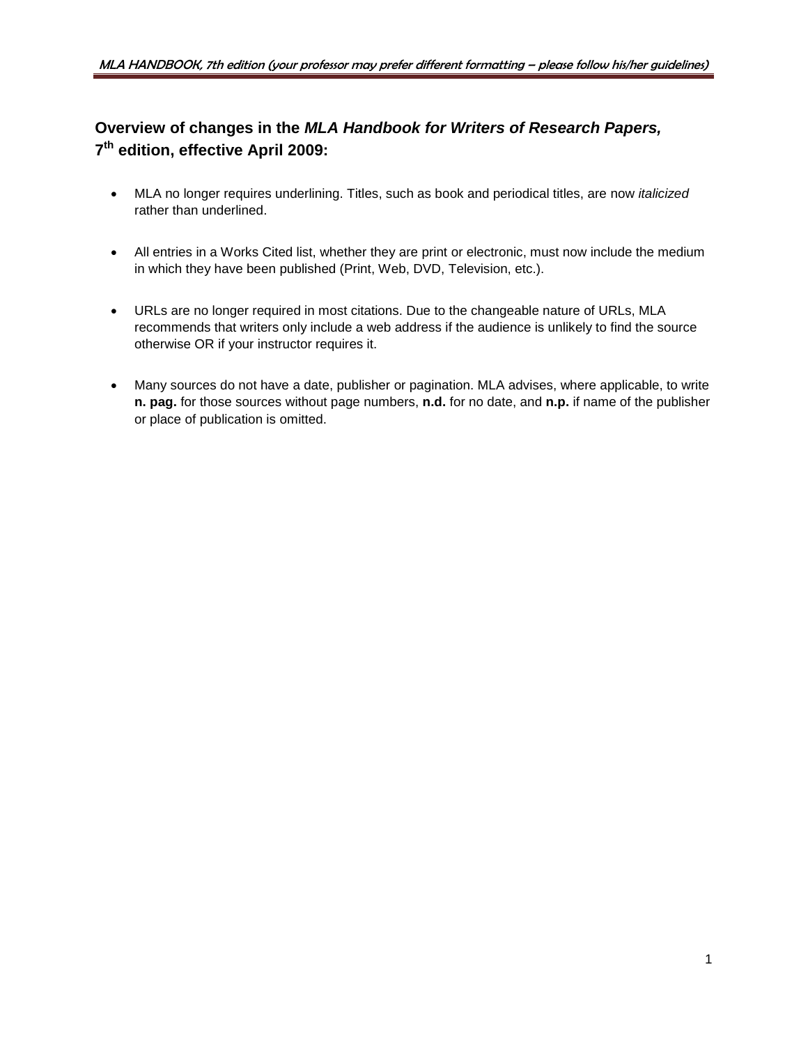## Overview of changes in the *MLA Handbook for Writers of Research Papers,* 7th edition, effective April 2009:

- MLA no longer requires underlining. Titles, such as book and periodical titles, are now *italicized* rather than underlined.

- All entries in a Works Cited list, whether they are print or electronic, must now include the medium in which they have been published (Print, Web, DVD, Television, etc.).

- URLs are no longer required in most citations. Due to the changeable nature of URLs, MLA recommends that writers only include a web address if the audience is unlikely to find the source otherwise OR if your instructor requires it.

- Many sources do not have a date, publisher or pagination. MLA advises, where applicable, to write **n. pag.** for those sources without page numbers, **n.d.** for no date, and **n.p.** if name of the publisher or place of publication is omitted.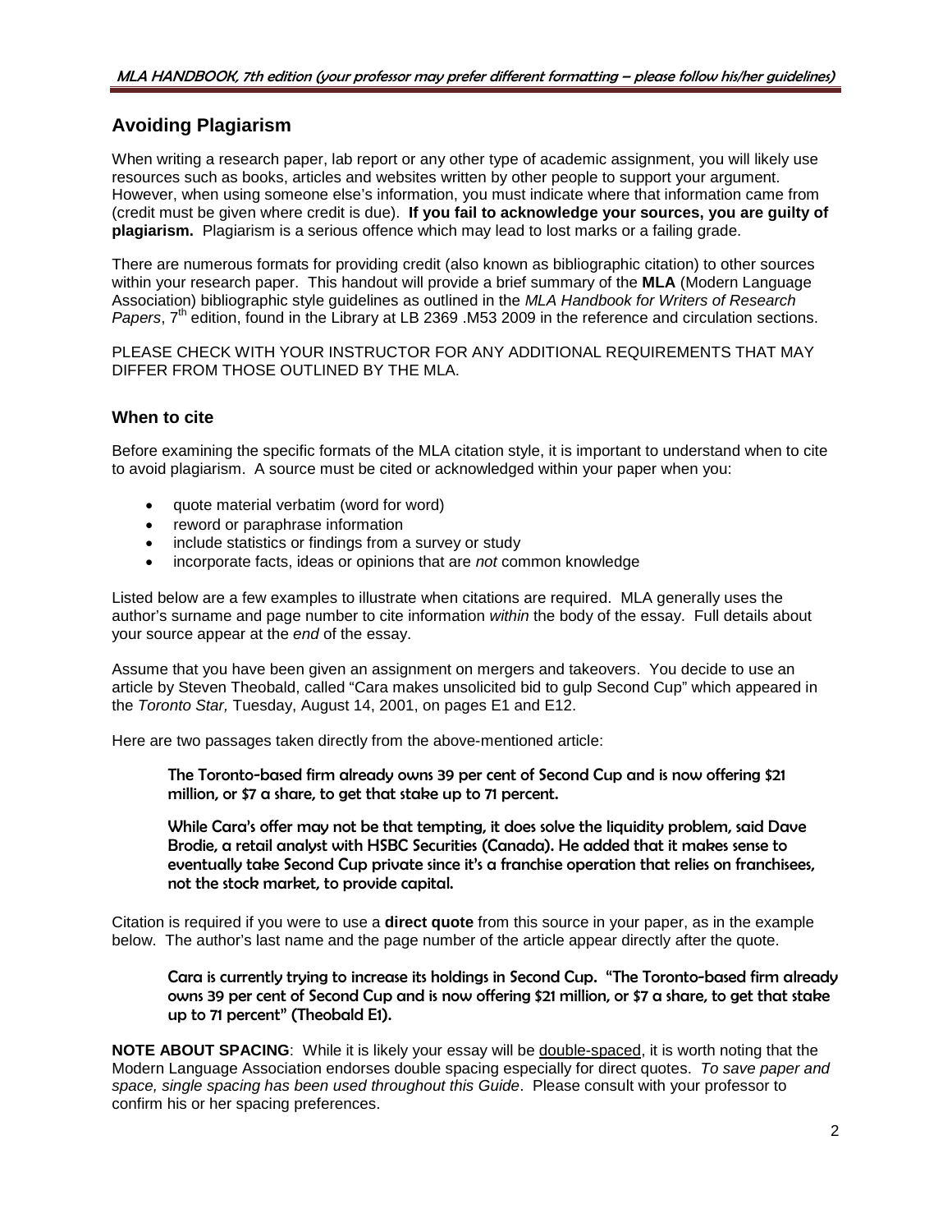## Avoiding Plagiarism

When writing a research paper, lab report or any other type of academic assignment, you will likely use resources such as books, articles and websites written by other people to support your argument. However, when using someone else's information, you must indicate where that information came from (credit must be given where credit is due). **If you fail to acknowledge your sources, you are guilty of plagiarism.** Plagiarism is a serious offence which may lead to lost marks or a failing grade.

There are numerous formats for providing credit (also known as bibliographic citation) to other sources within your research paper. This handout will provide a brief summary of the **MLA** (Modern Language Association) bibliographic style guidelines as outlined in the *MLA Handbook for Writers of Research Papers*, 7th edition, found in the Library at LB 2369 .M53 2009 in the reference and circulation sections.

PLEASE CHECK WITH YOUR INSTRUCTOR FOR ANY ADDITIONAL REQUIREMENTS THAT MAY DIFFER FROM THOSE OUTLINED BY THE MLA.

### When to cite

Before examining the specific formats of the MLA citation style, it is important to understand when to cite to avoid plagiarism. A source must be cited or acknowledged within your paper when you:

- quote material verbatim (word for word)
- reword or paraphrase information
- include statistics or findings from a survey or study
- incorporate facts, ideas or opinions that are *not* common knowledge

Listed below are a few examples to illustrate when citations are required. MLA generally uses the author's surname and page number to cite information *within* the body of the essay. Full details about your source appear at the *end* of the essay.

Assume that you have been given an assignment on mergers and takeovers. You decide to use an article by Steven Theobald, called "Cara makes unsolicited bid to gulp Second Cup" which appeared in the *Toronto Star,* Tuesday, August 14, 2001, on pages E1 and E12.

Here are two passages taken directly from the above-mentioned article:

> The Toronto-based firm already owns 39 per cent of Second Cup and is now offering $21 million, or $7 a share, to get that stake up to 71 percent.
>
> While Cara's offer may not be that tempting, it does solve the liquidity problem, said Dave Brodie, a retail analyst with HSBC Securities (Canada). He added that it makes sense to eventually take Second Cup private since it's a franchise operation that relies on franchisees, not the stock market, to provide capital.

Citation is required if you were to use a **direct quote** from this source in your paper, as in the example below. The author's last name and the page number of the article appear directly after the quote.

> Cara is currently trying to increase its holdings in Second Cup. "The Toronto-based firm already owns 39 per cent of Second Cup and is now offering $21 million, or $7 a share, to get that stake up to 71 percent" (Theobald E1).

**NOTE ABOUT SPACING**: While it is likely your essay will be double-spaced, it is worth noting that the Modern Language Association endorses double spacing especially for direct quotes. *To save paper and space, single spacing has been used throughout this Guide*. Please consult with your professor to confirm his or her spacing preferences.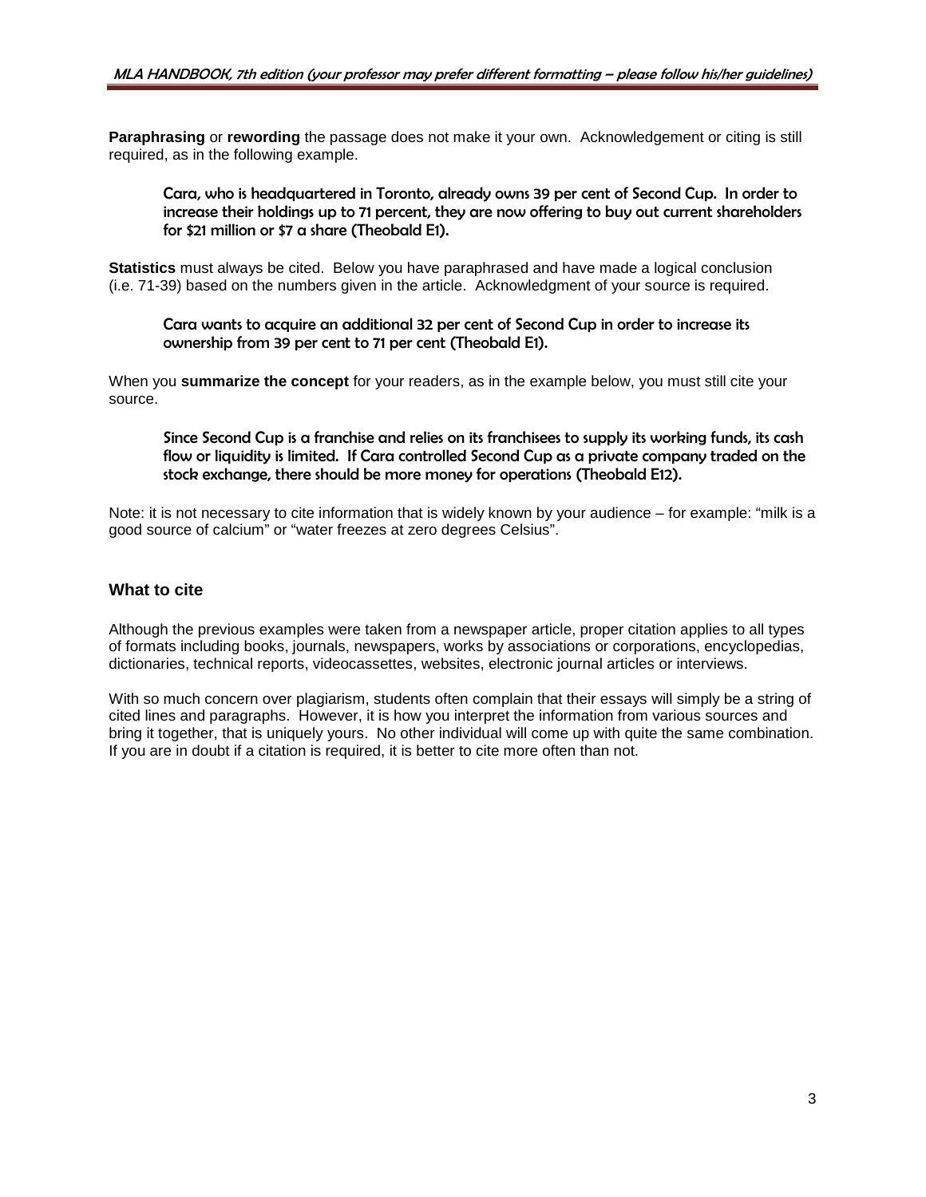**Paraphrasing** or **rewording** the passage does not make it your own. Acknowledgement or citing is still required, as in the following example.

> Cara, who is headquartered in Toronto, already owns 39 per cent of Second Cup. In order to increase their holdings up to 71 percent, they are now offering to buy out current shareholders for $21 million or $7 a share (Theobald E1).

**Statistics** must always be cited. Below you have paraphrased and have made a logical conclusion (i.e. 71-39) based on the numbers given in the article. Acknowledgment of your source is required.

> Cara wants to acquire an additional 32 per cent of Second Cup in order to increase its ownership from 39 per cent to 71 per cent (Theobald E1).

When you **summarize the concept** for your readers, as in the example below, you must still cite your source.

> Since Second Cup is a franchise and relies on its franchisees to supply its working funds, its cash flow or liquidity is limited. If Cara controlled Second Cup as a private company traded on the stock exchange, there should be more money for operations (Theobald E12).

Note: it is not necessary to cite information that is widely known by your audience – for example: "milk is a good source of calcium" or "water freezes at zero degrees Celsius".

### What to cite

Although the previous examples were taken from a newspaper article, proper citation applies to all types of formats including books, journals, newspapers, works by associations or corporations, encyclopedias, dictionaries, technical reports, videocassettes, websites, electronic journal articles or interviews.

With so much concern over plagiarism, students often complain that their essays will simply be a string of cited lines and paragraphs. However, it is how you interpret the information from various sources and bring it together, that is uniquely yours. No other individual will come up with quite the same combination. If you are in doubt if a citation is required, it is better to cite more often than not.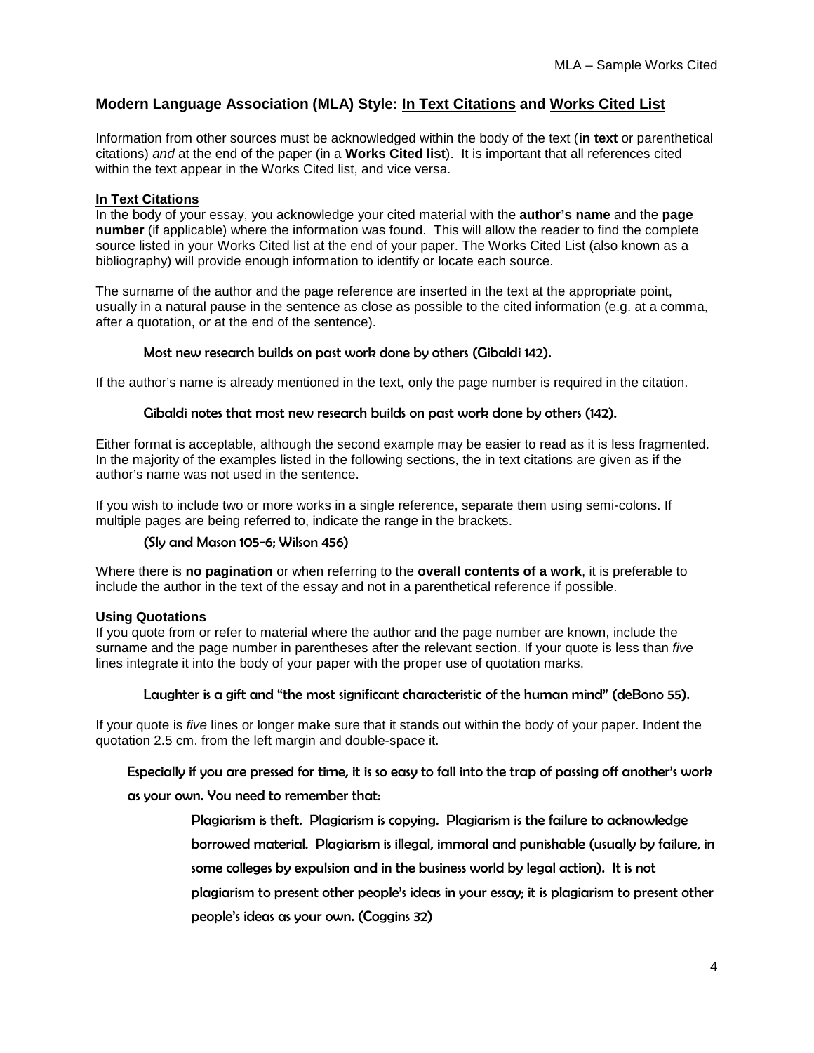## Modern Language Association (MLA) Style: In Text Citations and Works Cited List

Information from other sources must be acknowledged within the body of the text (**in text** or parenthetical citations) *and* at the end of the paper (in a **Works Cited list**). It is important that all references cited within the text appear in the Works Cited list, and vice versa.

### In Text Citations

In the body of your essay, you acknowledge your cited material with the **author's name** and the **page number** (if applicable) where the information was found. This will allow the reader to find the complete source listed in your Works Cited list at the end of your paper. The Works Cited List (also known as a bibliography) will provide enough information to identify or locate each source.

The surname of the author and the page reference are inserted in the text at the appropriate point, usually in a natural pause in the sentence as close as possible to the cited information (e.g. at a comma, after a quotation, or at the end of the sentence).

> Most new research builds on past work done by others (Gibaldi 142).

If the author's name is already mentioned in the text, only the page number is required in the citation.

> Gibaldi notes that most new research builds on past work done by others (142).

Either format is acceptable, although the second example may be easier to read as it is less fragmented. In the majority of the examples listed in the following sections, the in text citations are given as if the author's name was not used in the sentence.

If you wish to include two or more works in a single reference, separate them using semi-colons. If multiple pages are being referred to, indicate the range in the brackets.

> (Sly and Mason 105-6; Wilson 456)

Where there is **no pagination** or when referring to the **overall contents of a work**, it is preferable to include the author in the text of the essay and not in a parenthetical reference if possible.

#### Using Quotations

If you quote from or refer to material where the author and the page number are known, include the surname and the page number in parentheses after the relevant section. If your quote is less than *five* lines integrate it into the body of your paper with the proper use of quotation marks.

> Laughter is a gift and "the most significant characteristic of the human mind" (deBono 55).

If your quote is *five* lines or longer make sure that it stands out within the body of your paper. Indent the quotation 2.5 cm. from the left margin and double-space it.

> Especially if you are pressed for time, it is so easy to fall into the trap of passing off another's work as your own. You need to remember that:
>
> > Plagiarism is theft. Plagiarism is copying. Plagiarism is the failure to acknowledge borrowed material. Plagiarism is illegal, immoral and punishable (usually by failure, in some colleges by expulsion and in the business world by legal action). It is not plagiarism to present other people's ideas in your essay; it is plagiarism to present other people's ideas as your own. (Coggins 32)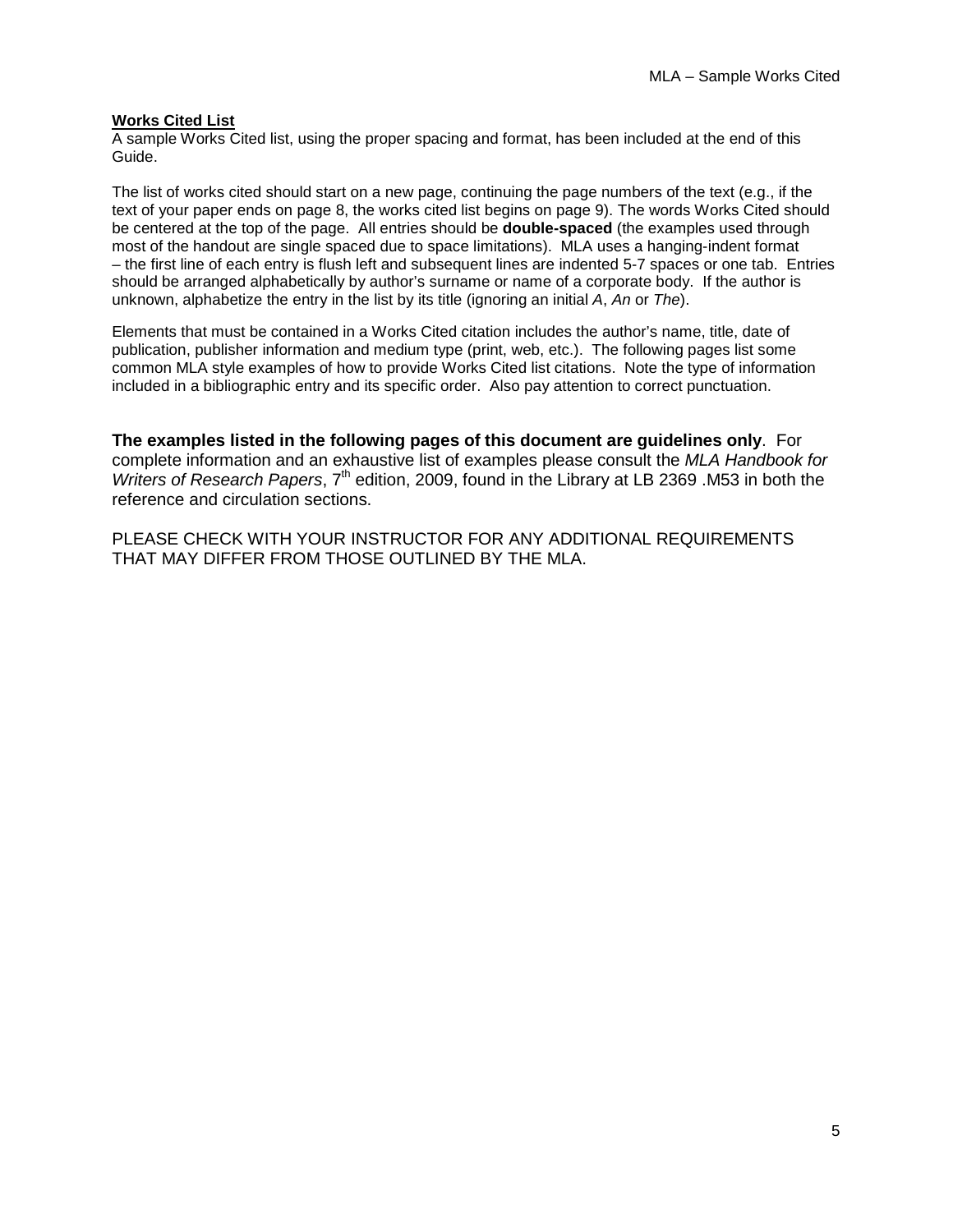**Works Cited List**

A sample Works Cited list, using the proper spacing and format, has been included at the end of this Guide.

The list of works cited should start on a new page, continuing the page numbers of the text (e.g., if the text of your paper ends on page 8, the works cited list begins on page 9). The words Works Cited should be centered at the top of the page. All entries should be **double-spaced** (the examples used through most of the handout are single spaced due to space limitations). MLA uses a hanging-indent format – the first line of each entry is flush left and subsequent lines are indented 5-7 spaces or one tab. Entries should be arranged alphabetically by author's surname or name of a corporate body. If the author is unknown, alphabetize the entry in the list by its title (ignoring an initial *A*, *An* or *The*).

Elements that must be contained in a Works Cited citation includes the author's name, title, date of publication, publisher information and medium type (print, web, etc.). The following pages list some common MLA style examples of how to provide Works Cited list citations. Note the type of information included in a bibliographic entry and its specific order. Also pay attention to correct punctuation.

**The examples listed in the following pages of this document are guidelines only**. For complete information and an exhaustive list of examples please consult the *MLA Handbook for Writers of Research Papers*, 7th edition, 2009, found in the Library at LB 2369 .M53 in both the reference and circulation sections.

PLEASE CHECK WITH YOUR INSTRUCTOR FOR ANY ADDITIONAL REQUIREMENTS THAT MAY DIFFER FROM THOSE OUTLINED BY THE MLA.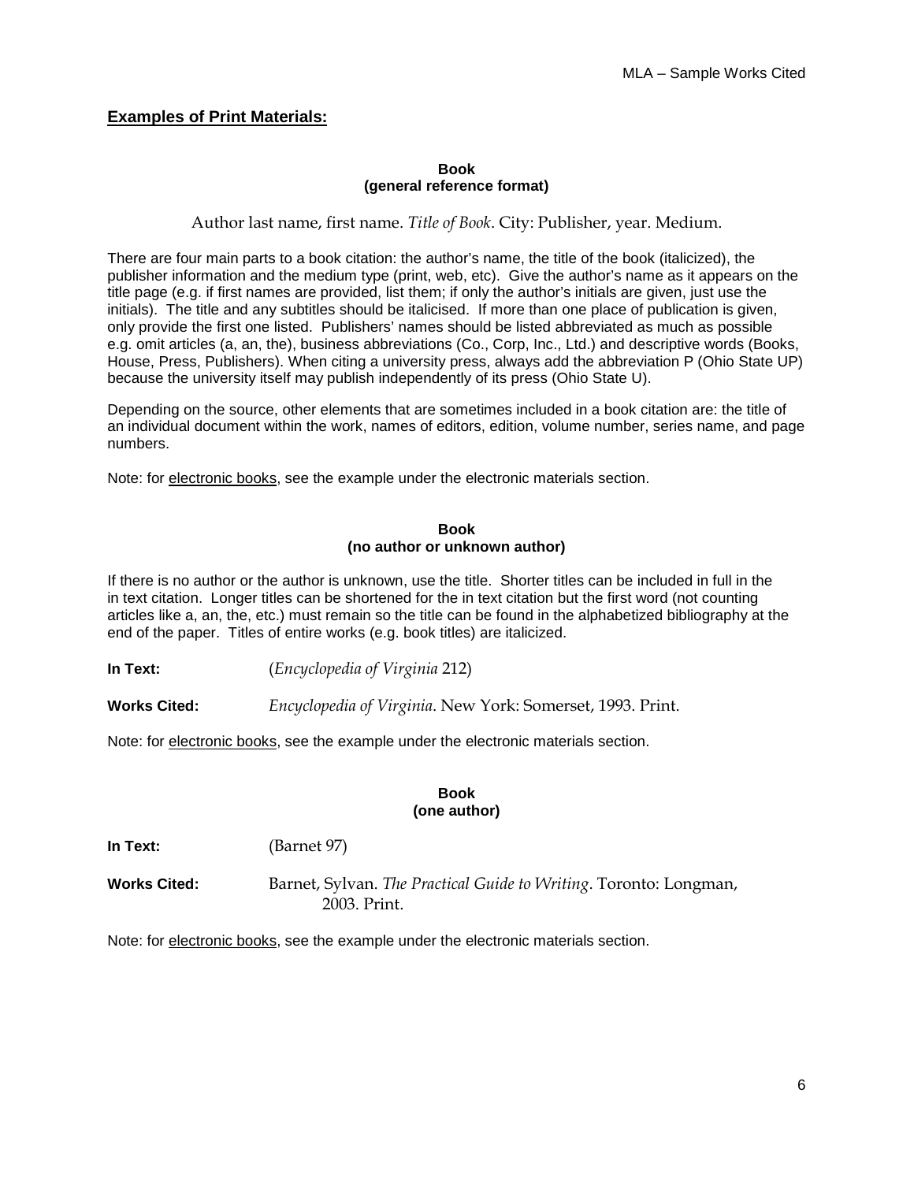## Examples of Print Materials:

**Book**
**(general reference format)**

Author last name, first name. *Title of Book*. City: Publisher, year. Medium.

There are four main parts to a book citation: the author's name, the title of the book (italicized), the publisher information and the medium type (print, web, etc). Give the author's name as it appears on the title page (e.g. if first names are provided, list them; if only the author's initials are given, just use the initials). The title and any subtitles should be italicised. If more than one place of publication is given, only provide the first one listed. Publishers' names should be listed abbreviated as much as possible e.g. omit articles (a, an, the), business abbreviations (Co., Corp, Inc., Ltd.) and descriptive words (Books, House, Press, Publishers). When citing a university press, always add the abbreviation P (Ohio State UP) because the university itself may publish independently of its press (Ohio State U).

Depending on the source, other elements that are sometimes included in a book citation are: the title of an individual document within the work, names of editors, edition, volume number, series name, and page numbers.

Note: for electronic books, see the example under the electronic materials section.

**Book**
**(no author or unknown author)**

If there is no author or the author is unknown, use the title. Shorter titles can be included in full in the in text citation. Longer titles can be shortened for the in text citation but the first word (not counting articles like a, an, the, etc.) must remain so the title can be found in the alphabetized bibliography at the end of the paper. Titles of entire works (e.g. book titles) are italicized.

**In Text:** (*Encyclopedia of Virginia* 212)

**Works Cited:** *Encyclopedia of Virginia*. New York: Somerset, 1993. Print.

Note: for electronic books, see the example under the electronic materials section.

**Book**
**(one author)**

**In Text:** (Barnet 97)

**Works Cited:** Barnet, Sylvan. *The Practical Guide to Writing*. Toronto: Longman, 2003. Print.

Note: for electronic books, see the example under the electronic materials section.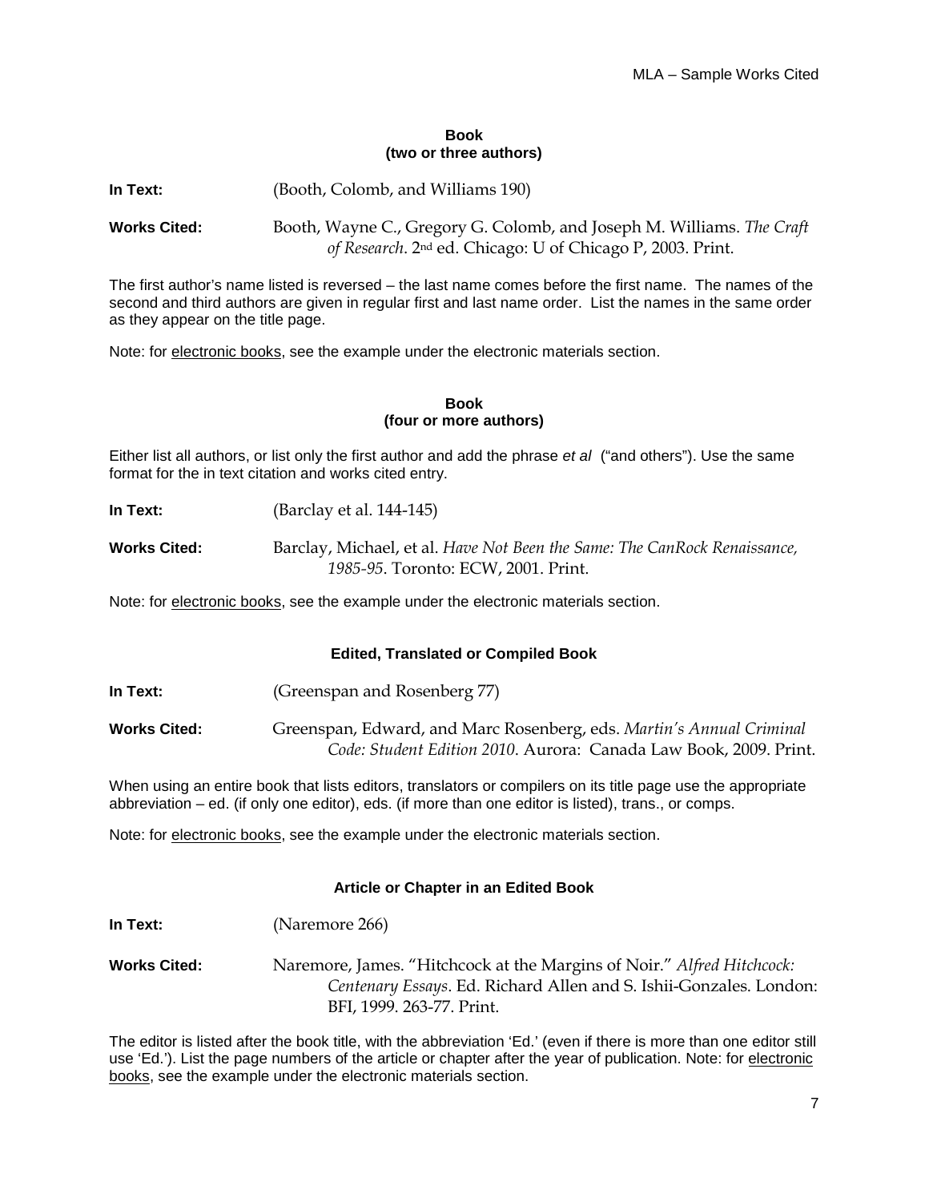### Book
### (two or three authors)

**In Text:** (Booth, Colomb, and Williams 190)

**Works Cited:** Booth, Wayne C., Gregory G. Colomb, and Joseph M. Williams. *The Craft of Research*. 2nd ed. Chicago: U of Chicago P, 2003. Print.

The first author's name listed is reversed – the last name comes before the first name. The names of the second and third authors are given in regular first and last name order. List the names in the same order as they appear on the title page.

Note: for electronic books, see the example under the electronic materials section.

### Book
### (four or more authors)

Either list all authors, or list only the first author and add the phrase *et al* ("and others"). Use the same format for the in text citation and works cited entry.

**In Text:** (Barclay et al. 144-145)

**Works Cited:** Barclay, Michael, et al. *Have Not Been the Same: The CanRock Renaissance, 1985-95*. Toronto: ECW, 2001. Print.

Note: for electronic books, see the example under the electronic materials section.

### Edited, Translated or Compiled Book

**In Text:** (Greenspan and Rosenberg 77)

**Works Cited:** Greenspan, Edward, and Marc Rosenberg, eds. *Martin's Annual Criminal Code: Student Edition 2010*. Aurora: Canada Law Book, 2009. Print.

When using an entire book that lists editors, translators or compilers on its title page use the appropriate abbreviation – ed. (if only one editor), eds. (if more than one editor is listed), trans., or comps.

Note: for electronic books, see the example under the electronic materials section.

### Article or Chapter in an Edited Book

**In Text:** (Naremore 266)

**Works Cited:** Naremore, James. "Hitchcock at the Margins of Noir." *Alfred Hitchcock: Centenary Essays*. Ed. Richard Allen and S. Ishii-Gonzales. London: BFI, 1999. 263-77. Print.

The editor is listed after the book title, with the abbreviation 'Ed.' (even if there is more than one editor still use 'Ed.'). List the page numbers of the article or chapter after the year of publication. Note: for electronic books, see the example under the electronic materials section.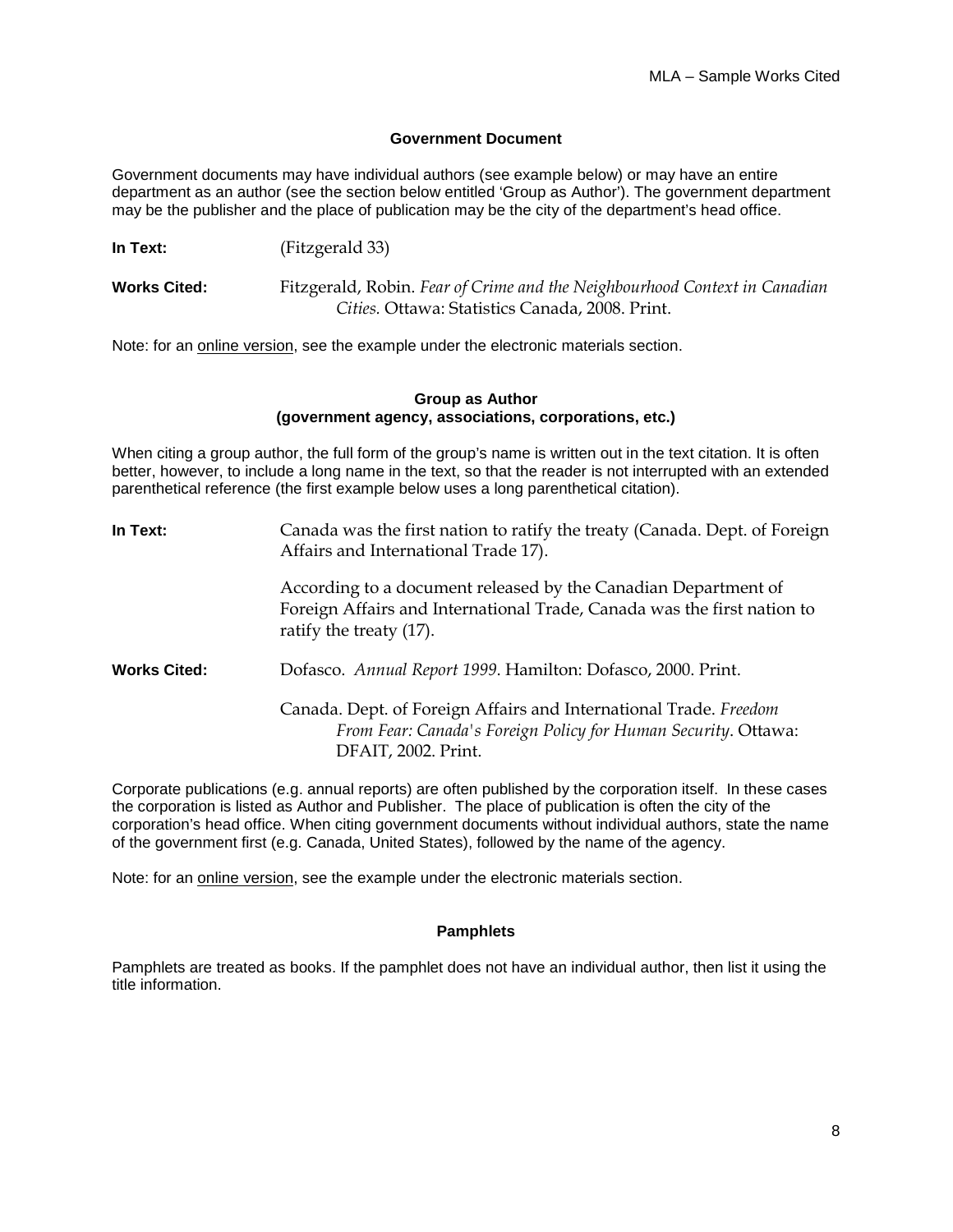### Government Document

Government documents may have individual authors (see example below) or may have an entire department as an author (see the section below entitled 'Group as Author'). The government department may be the publisher and the place of publication may be the city of the department's head office.

**In Text:** (Fitzgerald 33)

**Works Cited:** Fitzgerald, Robin. *Fear of Crime and the Neighbourhood Context in Canadian Cities.* Ottawa: Statistics Canada, 2008. Print.

Note: for an online version, see the example under the electronic materials section.

### Group as Author
### (government agency, associations, corporations, etc.)

When citing a group author, the full form of the group's name is written out in the text citation. It is often better, however, to include a long name in the text, so that the reader is not interrupted with an extended parenthetical reference (the first example below uses a long parenthetical citation).

**In Text:** Canada was the first nation to ratify the treaty (Canada. Dept. of Foreign Affairs and International Trade 17).

According to a document released by the Canadian Department of Foreign Affairs and International Trade, Canada was the first nation to ratify the treaty (17).

**Works Cited:** Dofasco. *Annual Report 1999*. Hamilton: Dofasco, 2000. Print.

Canada. Dept. of Foreign Affairs and International Trade. *Freedom From Fear: Canada's Foreign Policy for Human Security*. Ottawa: DFAIT, 2002. Print.

Corporate publications (e.g. annual reports) are often published by the corporation itself. In these cases the corporation is listed as Author and Publisher. The place of publication is often the city of the corporation's head office. When citing government documents without individual authors, state the name of the government first (e.g. Canada, United States), followed by the name of the agency.

Note: for an online version, see the example under the electronic materials section.

### Pamphlets

Pamphlets are treated as books. If the pamphlet does not have an individual author, then list it using the title information.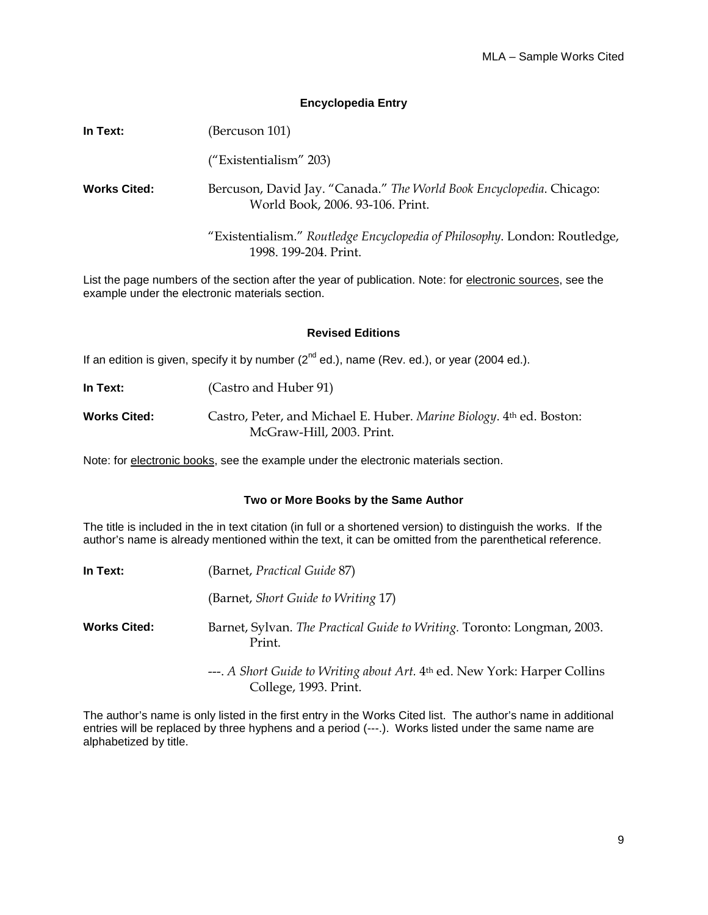### Encyclopedia Entry

**In Text:** (Bercuson 101)

("Existentialism" 203)

**Works Cited:** Bercuson, David Jay. "Canada." *The World Book Encyclopedia*. Chicago: World Book, 2006. 93-106. Print.

"Existentialism." *Routledge Encyclopedia of Philosophy*. London: Routledge, 1998. 199-204. Print.

List the page numbers of the section after the year of publication. Note: for electronic sources, see the example under the electronic materials section.

### Revised Editions

If an edition is given, specify it by number (2nd ed.), name (Rev. ed.), or year (2004 ed.).

**In Text:** (Castro and Huber 91)

**Works Cited:** Castro, Peter, and Michael E. Huber. *Marine Biology*. 4th ed. Boston: McGraw-Hill, 2003. Print.

Note: for electronic books, see the example under the electronic materials section.

### Two or More Books by the Same Author

The title is included in the in text citation (in full or a shortened version) to distinguish the works. If the author's name is already mentioned within the text, it can be omitted from the parenthetical reference.

**In Text:** (Barnet, *Practical Guide* 87)

(Barnet, *Short Guide to Writing* 17)

**Works Cited:** Barnet, Sylvan. *The Practical Guide to Writing.* Toronto: Longman, 2003. Print.

---. *A Short Guide to Writing about Art.* 4th ed. New York: Harper Collins College, 1993. Print.

The author's name is only listed in the first entry in the Works Cited list. The author's name in additional entries will be replaced by three hyphens and a period (---.). Works listed under the same name are alphabetized by title.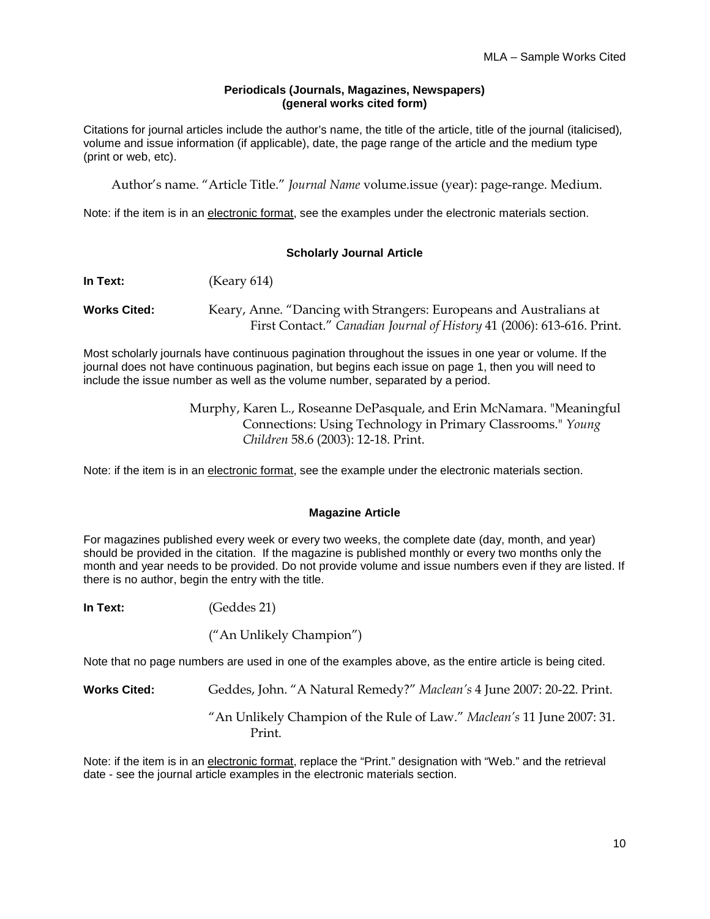## Periodicals (Journals, Magazines, Newspapers)
## (general works cited form)

Citations for journal articles include the author's name, the title of the article, title of the journal (italicised), volume and issue information (if applicable), date, the page range of the article and the medium type (print or web, etc).

Author's name. "Article Title." *Journal Name* volume.issue (year): page-range. Medium.

Note: if the item is in an electronic format, see the examples under the electronic materials section.

### Scholarly Journal Article

**In Text:** (Keary 614)

**Works Cited:** Keary, Anne. "Dancing with Strangers: Europeans and Australians at First Contact." *Canadian Journal of History* 41 (2006): 613-616. Print.

Most scholarly journals have continuous pagination throughout the issues in one year or volume. If the journal does not have continuous pagination, but begins each issue on page 1, then you will need to include the issue number as well as the volume number, separated by a period.

Murphy, Karen L., Roseanne DePasquale, and Erin McNamara. "Meaningful Connections: Using Technology in Primary Classrooms." *Young Children* 58.6 (2003): 12-18. Print.

Note: if the item is in an electronic format, see the example under the electronic materials section.

### Magazine Article

For magazines published every week or every two weeks, the complete date (day, month, and year) should be provided in the citation. If the magazine is published monthly or every two months only the month and year needs to be provided. Do not provide volume and issue numbers even if they are listed. If there is no author, begin the entry with the title.

**In Text:** (Geddes 21)

("An Unlikely Champion")

Note that no page numbers are used in one of the examples above, as the entire article is being cited.

**Works Cited:** Geddes, John. "A Natural Remedy?" *Maclean's* 4 June 2007: 20-22. Print.

"An Unlikely Champion of the Rule of Law." *Maclean's* 11 June 2007: 31. Print.

Note: if the item is in an electronic format, replace the "Print." designation with "Web." and the retrieval date - see the journal article examples in the electronic materials section.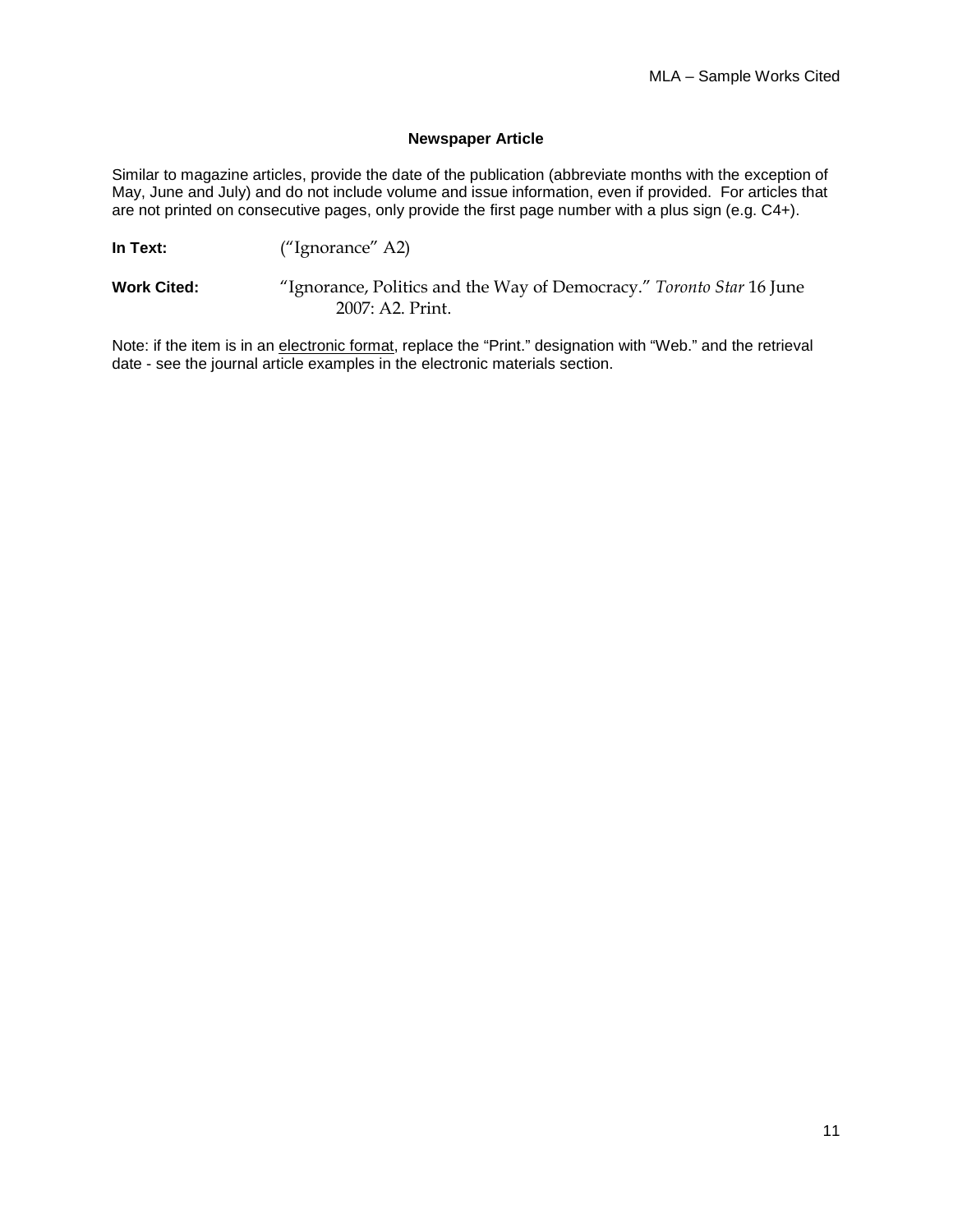### Newspaper Article

Similar to magazine articles, provide the date of the publication (abbreviate months with the exception of May, June and July) and do not include volume and issue information, even if provided. For articles that are not printed on consecutive pages, only provide the first page number with a plus sign (e.g. C4+).

**In Text:** ("Ignorance" A2)

**Work Cited:** "Ignorance, Politics and the Way of Democracy." *Toronto Star* 16 June 2007: A2. Print.

Note: if the item is in an electronic format, replace the "Print." designation with "Web." and the retrieval date - see the journal article examples in the electronic materials section.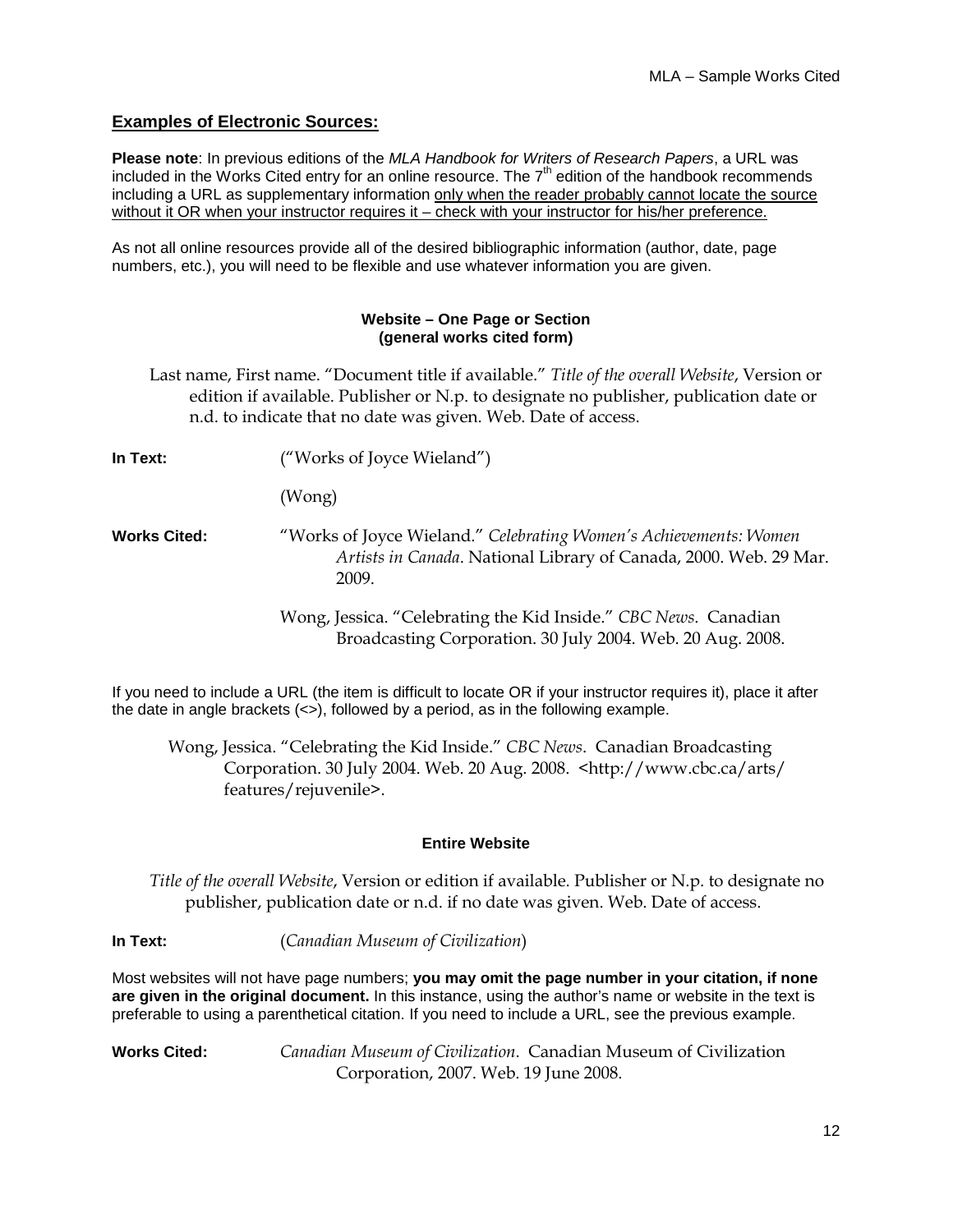## Examples of Electronic Sources:

**Please note**: In previous editions of the *MLA Handbook for Writers of Research Papers*, a URL was included in the Works Cited entry for an online resource. The 7th edition of the handbook recommends including a URL as supplementary information <u>only when the reader probably cannot locate the source without it OR when your instructor requires it – check with your instructor for his/her preference.</u>

As not all online resources provide all of the desired bibliographic information (author, date, page numbers, etc.), you will need to be flexible and use whatever information you are given.

### Website – One Page or Section (general works cited form)

Last name, First name. "Document title if available." *Title of the overall Website*, Version or edition if available. Publisher or N.p. to designate no publisher, publication date or n.d. to indicate that no date was given. Web. Date of access.

**In Text:** ("Works of Joyce Wieland")

(Wong)

**Works Cited:** "Works of Joyce Wieland." *Celebrating Women's Achievements: Women Artists in Canada*. National Library of Canada, 2000. Web. 29 Mar. 2009.

Wong, Jessica. "Celebrating the Kid Inside." *CBC News*. Canadian Broadcasting Corporation. 30 July 2004. Web. 20 Aug. 2008.

If you need to include a URL (the item is difficult to locate OR if your instructor requires it), place it after the date in angle brackets (<>), followed by a period, as in the following example.

Wong, Jessica. "Celebrating the Kid Inside." *CBC News*. Canadian Broadcasting Corporation. 30 July 2004. Web. 20 Aug. 2008. <http://www.cbc.ca/arts/features/rejuvenile>.

### Entire Website

*Title of the overall Website*, Version or edition if available. Publisher or N.p. to designate no publisher, publication date or n.d. if no date was given. Web. Date of access.

**In Text:** (*Canadian Museum of Civilization*)

Most websites will not have page numbers; **you may omit the page number in your citation, if none are given in the original document.** In this instance, using the author's name or website in the text is preferable to using a parenthetical citation. If you need to include a URL, see the previous example.

**Works Cited:** *Canadian Museum of Civilization*. Canadian Museum of Civilization Corporation, 2007. Web. 19 June 2008.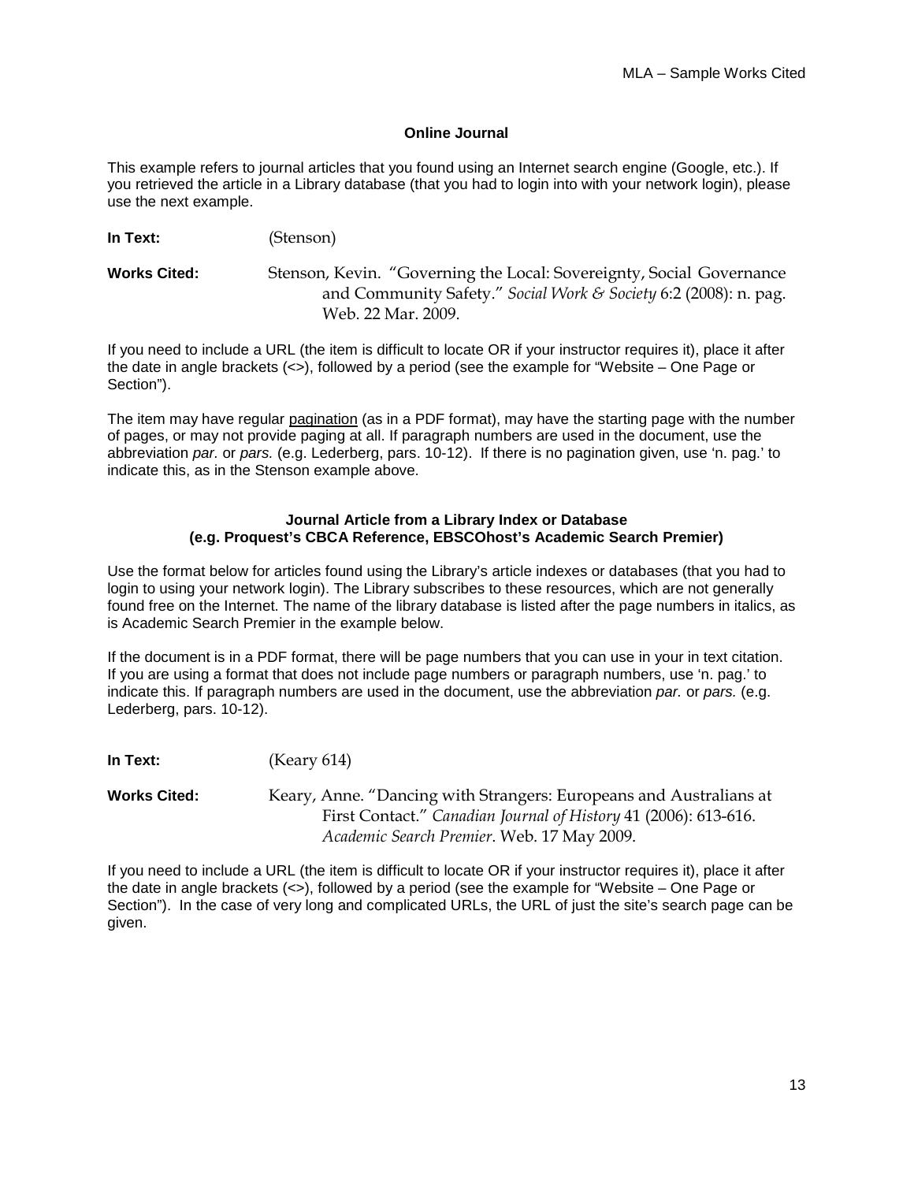### Online Journal

This example refers to journal articles that you found using an Internet search engine (Google, etc.). If you retrieved the article in a Library database (that you had to login into with your network login), please use the next example.

**In Text:** (Stenson)

**Works Cited:** Stenson, Kevin. "Governing the Local: Sovereignty, Social Governance and Community Safety." *Social Work & Society* 6:2 (2008): n. pag. Web. 22 Mar. 2009.

If you need to include a URL (the item is difficult to locate OR if your instructor requires it), place it after the date in angle brackets (<>), followed by a period (see the example for "Website – One Page or Section").

The item may have regular pagination (as in a PDF format), may have the starting page with the number of pages, or may not provide paging at all. If paragraph numbers are used in the document, use the abbreviation *par.* or *pars.* (e.g. Lederberg, pars. 10-12). If there is no pagination given, use 'n. pag.' to indicate this, as in the Stenson example above.

### Journal Article from a Library Index or Database (e.g. Proquest's CBCA Reference, EBSCOhost's Academic Search Premier)

Use the format below for articles found using the Library's article indexes or databases (that you had to login to using your network login). The Library subscribes to these resources, which are not generally found free on the Internet. The name of the library database is listed after the page numbers in italics, as is Academic Search Premier in the example below.

If the document is in a PDF format, there will be page numbers that you can use in your in text citation. If you are using a format that does not include page numbers or paragraph numbers, use 'n. pag.' to indicate this. If paragraph numbers are used in the document, use the abbreviation *par.* or *pars.* (e.g. Lederberg, pars. 10-12).

**In Text:** (Keary 614)

**Works Cited:** Keary, Anne. "Dancing with Strangers: Europeans and Australians at First Contact." *Canadian Journal of History* 41 (2006): 613-616. *Academic Search Premier*. Web. 17 May 2009.

If you need to include a URL (the item is difficult to locate OR if your instructor requires it), place it after the date in angle brackets (<>), followed by a period (see the example for "Website – One Page or Section"). In the case of very long and complicated URLs, the URL of just the site's search page can be given.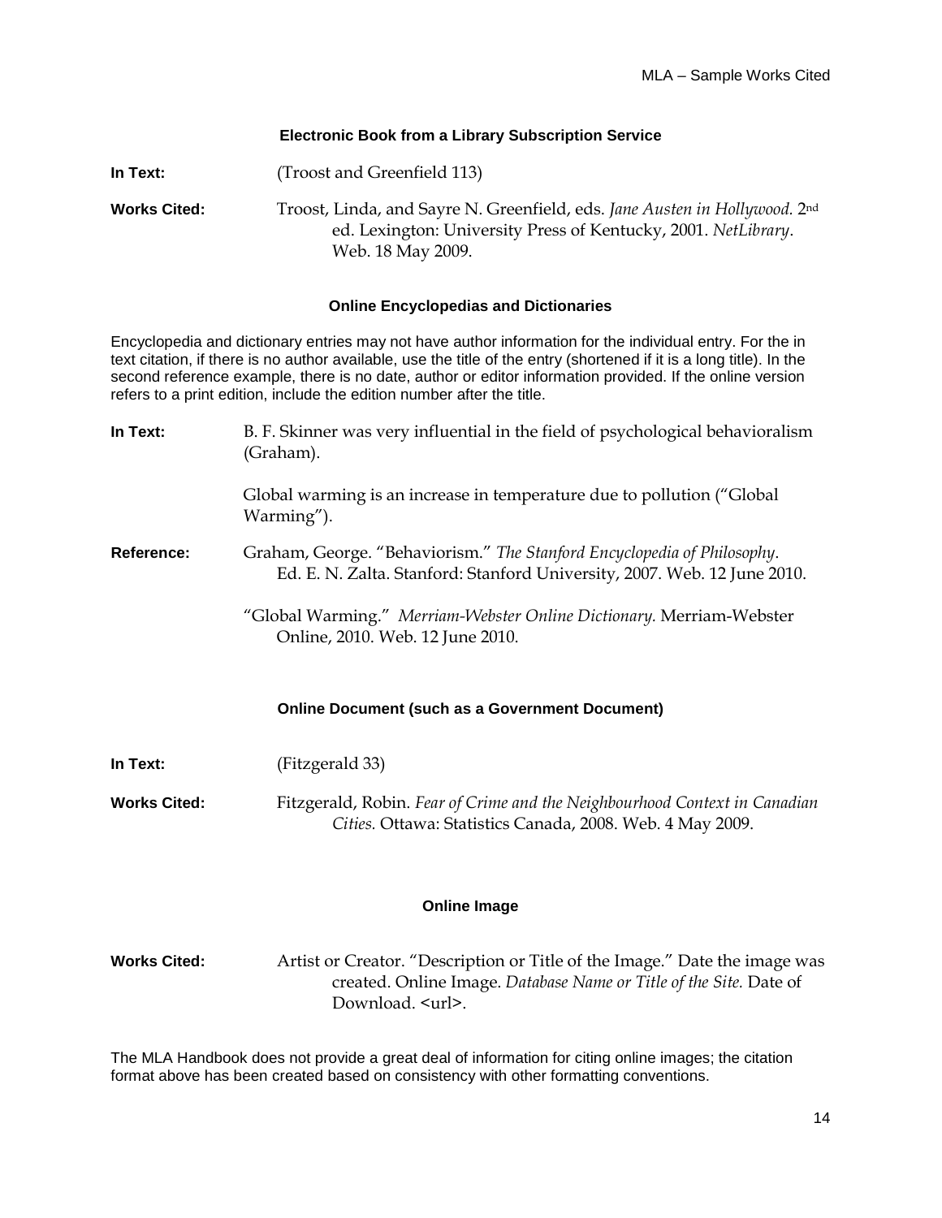### Electronic Book from a Library Subscription Service

**In Text:** (Troost and Greenfield 113)

**Works Cited:** Troost, Linda, and Sayre N. Greenfield, eds. *Jane Austen in Hollywood.* 2nd ed. Lexington: University Press of Kentucky, 2001. *NetLibrary*. Web. 18 May 2009.

### Online Encyclopedias and Dictionaries

Encyclopedia and dictionary entries may not have author information for the individual entry. For the in text citation, if there is no author available, use the title of the entry (shortened if it is a long title). In the second reference example, there is no date, author or editor information provided. If the online version refers to a print edition, include the edition number after the title.

**In Text:** B. F. Skinner was very influential in the field of psychological behavioralism (Graham).

Global warming is an increase in temperature due to pollution ("Global Warming").

**Reference:** Graham, George. "Behaviorism." *The Stanford Encyclopedia of Philosophy*. Ed. E. N. Zalta. Stanford: Stanford University, 2007. Web. 12 June 2010.

"Global Warming." *Merriam-Webster Online Dictionary.* Merriam-Webster Online, 2010. Web. 12 June 2010.

### Online Document (such as a Government Document)

**In Text:** (Fitzgerald 33)

**Works Cited:** Fitzgerald, Robin. *Fear of Crime and the Neighbourhood Context in Canadian Cities.* Ottawa: Statistics Canada, 2008. Web. 4 May 2009.

### Online Image

**Works Cited:** Artist or Creator. "Description or Title of the Image." Date the image was created. Online Image. *Database Name or Title of the Site.* Date of Download. <url>.

The MLA Handbook does not provide a great deal of information for citing online images; the citation format above has been created based on consistency with other formatting conventions.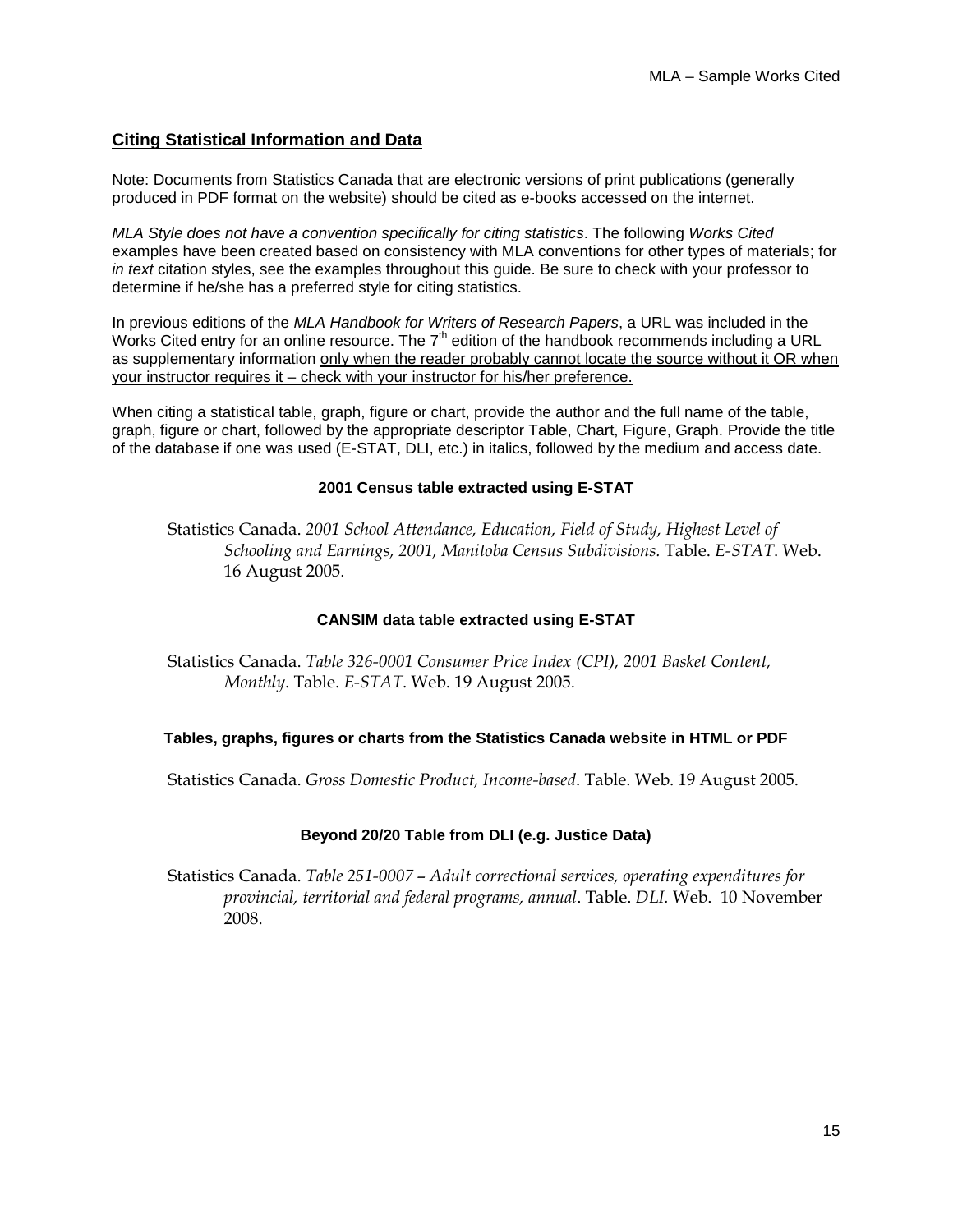## Citing Statistical Information and Data

Note: Documents from Statistics Canada that are electronic versions of print publications (generally produced in PDF format on the website) should be cited as e-books accessed on the internet.

*MLA Style does not have a convention specifically for citing statistics*. The following *Works Cited* examples have been created based on consistency with MLA conventions for other types of materials; for *in text* citation styles, see the examples throughout this guide. Be sure to check with your professor to determine if he/she has a preferred style for citing statistics.

In previous editions of the *MLA Handbook for Writers of Research Papers*, a URL was included in the Works Cited entry for an online resource. The 7th edition of the handbook recommends including a URL as supplementary information only when the reader probably cannot locate the source without it OR when your instructor requires it – check with your instructor for his/her preference.

When citing a statistical table, graph, figure or chart, provide the author and the full name of the table, graph, figure or chart, followed by the appropriate descriptor Table, Chart, Figure, Graph. Provide the title of the database if one was used (E-STAT, DLI, etc.) in italics, followed by the medium and access date.

**2001 Census table extracted using E-STAT**

Statistics Canada. *2001 School Attendance, Education, Field of Study, Highest Level of Schooling and Earnings, 2001, Manitoba Census Subdivisions.* Table. *E-STAT*. Web. 16 August 2005.

**CANSIM data table extracted using E-STAT**

Statistics Canada. *Table 326-0001 Consumer Price Index (CPI), 2001 Basket Content, Monthly*. Table. *E-STAT*. Web. 19 August 2005.

**Tables, graphs, figures or charts from the Statistics Canada website in HTML or PDF**

Statistics Canada. *Gross Domestic Product, Income-based*. Table. Web. 19 August 2005.

**Beyond 20/20 Table from DLI (e.g. Justice Data)**

Statistics Canada. *Table 251-0007 – Adult correctional services, operating expenditures for provincial, territorial and federal programs, annual*. Table. *DLI.* Web. 10 November 2008.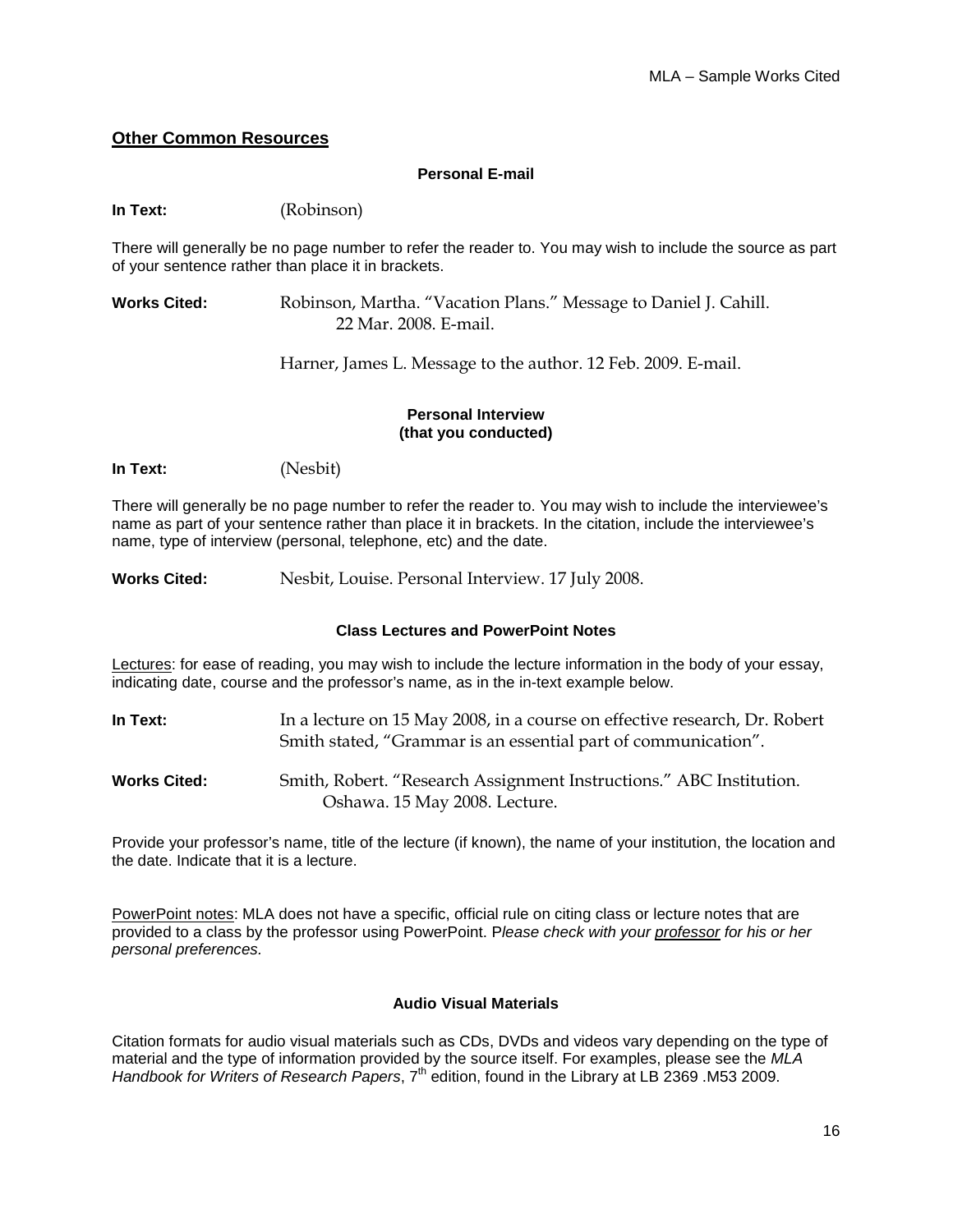## Other Common Resources

### Personal E-mail

**In Text:** (Robinson)

There will generally be no page number to refer the reader to. You may wish to include the source as part of your sentence rather than place it in brackets.

**Works Cited:** Robinson, Martha. "Vacation Plans." Message to Daniel J. Cahill. 22 Mar. 2008. E-mail.

Harner, James L. Message to the author. 12 Feb. 2009. E-mail.

### Personal Interview (that you conducted)

**In Text:** (Nesbit)

There will generally be no page number to refer the reader to. You may wish to include the interviewee's name as part of your sentence rather than place it in brackets. In the citation, include the interviewee's name, type of interview (personal, telephone, etc) and the date.

**Works Cited:** Nesbit, Louise. Personal Interview. 17 July 2008.

### Class Lectures and PowerPoint Notes

Lectures: for ease of reading, you may wish to include the lecture information in the body of your essay, indicating date, course and the professor's name, as in the in-text example below.

**In Text:** In a lecture on 15 May 2008, in a course on effective research, Dr. Robert Smith stated, "Grammar is an essential part of communication".

**Works Cited:** Smith, Robert. "Research Assignment Instructions." ABC Institution. Oshawa. 15 May 2008. Lecture.

Provide your professor's name, title of the lecture (if known), the name of your institution, the location and the date. Indicate that it is a lecture.

PowerPoint notes: MLA does not have a specific, official rule on citing class or lecture notes that are provided to a class by the professor using PowerPoint. P*lease check with your professor for his or her personal preferences.*

### Audio Visual Materials

Citation formats for audio visual materials such as CDs, DVDs and videos vary depending on the type of material and the type of information provided by the source itself. For examples, please see the *MLA Handbook for Writers of Research Papers*, 7th edition, found in the Library at LB 2369 .M53 2009.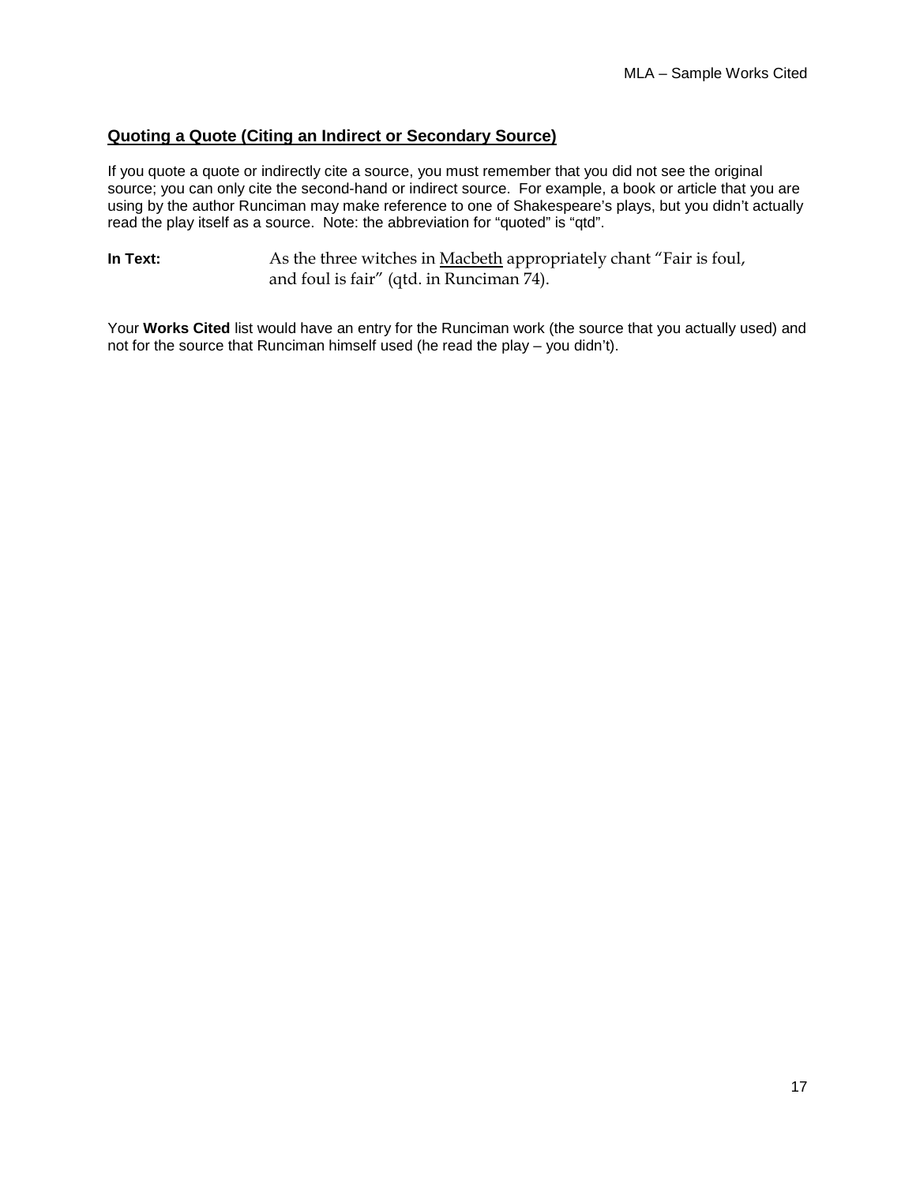## Quoting a Quote (Citing an Indirect or Secondary Source)

If you quote a quote or indirectly cite a source, you must remember that you did not see the original source; you can only cite the second-hand or indirect source. For example, a book or article that you are using by the author Runciman may make reference to one of Shakespeare's plays, but you didn't actually read the play itself as a source. Note: the abbreviation for "quoted" is "qtd".

**In Text:** As the three witches in Macbeth appropriately chant "Fair is foul, and foul is fair" (qtd. in Runciman 74).

Your **Works Cited** list would have an entry for the Runciman work (the source that you actually used) and not for the source that Runciman himself used (he read the play – you didn't).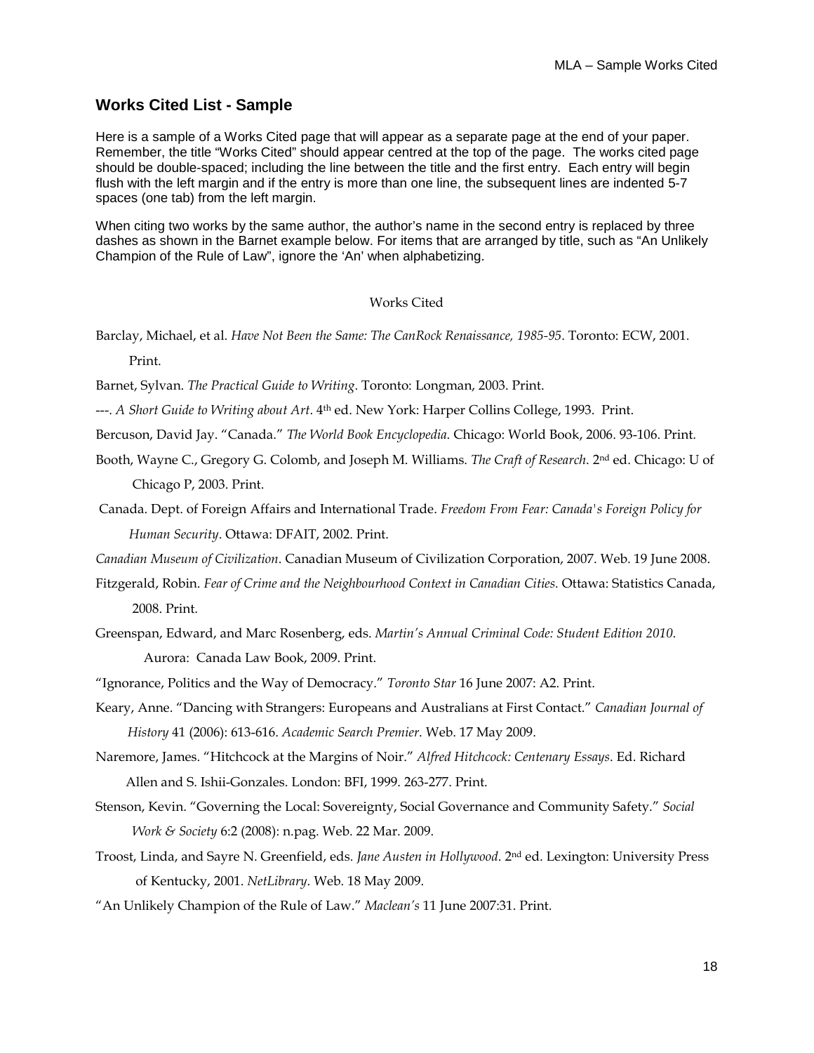## Works Cited List - Sample

Here is a sample of a Works Cited page that will appear as a separate page at the end of your paper. Remember, the title "Works Cited" should appear centred at the top of the page. The works cited page should be double-spaced; including the line between the title and the first entry. Each entry will begin flush with the left margin and if the entry is more than one line, the subsequent lines are indented 5-7 spaces (one tab) from the left margin.

When citing two works by the same author, the author's name in the second entry is replaced by three dashes as shown in the Barnet example below. For items that are arranged by title, such as "An Unlikely Champion of the Rule of Law", ignore the 'An' when alphabetizing.

Works Cited

Barclay, Michael, et al. *Have Not Been the Same: The CanRock Renaissance, 1985-95*. Toronto: ECW, 2001. Print.

Barnet, Sylvan. *The Practical Guide to Writing*. Toronto: Longman, 2003. Print.

---. *A Short Guide to Writing about Art*. 4th ed. New York: Harper Collins College, 1993. Print.

Bercuson, David Jay. "Canada." *The World Book Encyclopedia*. Chicago: World Book, 2006. 93-106. Print.

Booth, Wayne C., Gregory G. Colomb, and Joseph M. Williams. *The Craft of Research*. 2nd ed. Chicago: U of Chicago P, 2003. Print.

Canada. Dept. of Foreign Affairs and International Trade. *Freedom From Fear: Canada's Foreign Policy for Human Security*. Ottawa: DFAIT, 2002. Print.

*Canadian Museum of Civilization*. Canadian Museum of Civilization Corporation, 2007. Web. 19 June 2008.

Fitzgerald, Robin. *Fear of Crime and the Neighbourhood Context in Canadian Cities.* Ottawa: Statistics Canada, 2008. Print.

Greenspan, Edward, and Marc Rosenberg, eds. *Martin's Annual Criminal Code: Student Edition 2010*. Aurora: Canada Law Book, 2009. Print.

"Ignorance, Politics and the Way of Democracy." *Toronto Star* 16 June 2007: A2. Print.

Keary, Anne. "Dancing with Strangers: Europeans and Australians at First Contact." *Canadian Journal of History* 41 (2006): 613-616. *Academic Search Premier*. Web. 17 May 2009.

Naremore, James. "Hitchcock at the Margins of Noir." *Alfred Hitchcock: Centenary Essays*. Ed. Richard Allen and S. Ishii-Gonzales. London: BFI, 1999. 263-277. Print.

Stenson, Kevin. "Governing the Local: Sovereignty, Social Governance and Community Safety." *Social Work & Society* 6:2 (2008): n.pag. Web. 22 Mar. 2009.

Troost, Linda, and Sayre N. Greenfield, eds. *Jane Austen in Hollywood*. 2nd ed. Lexington: University Press of Kentucky, 2001. *NetLibrary*. Web. 18 May 2009.

"An Unlikely Champion of the Rule of Law." *Maclean's* 11 June 2007:31. Print.